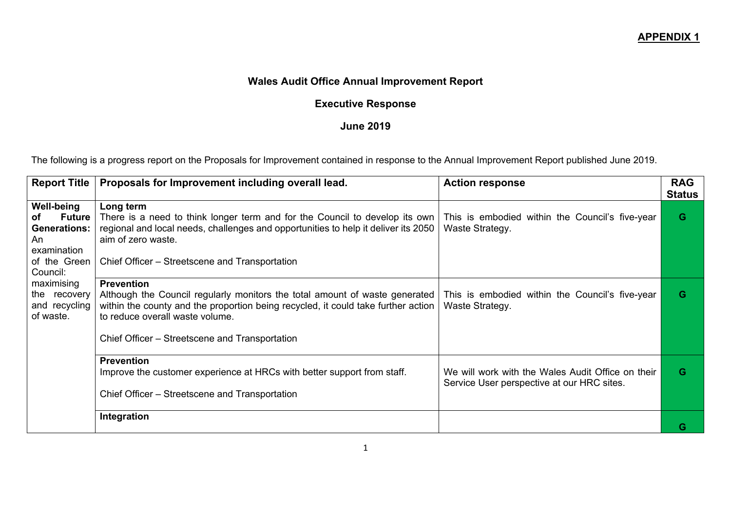**APPENDIX 1**

**Wales Audit Office Annual Improvement Report**

**Executive Response**

**June 2019**

The following is a progress report on the Proposals for Improvement contained in response to the Annual Improvement Report published June 2019.

| Report Title | Proposals for Improvement including overall lead. | Action response | RAG Status |
|---|---|---|---|
| **Well-being of Future Generations:** An examination of the Green Council: maximising the recovery and recycling of waste. | **Long term**<br>There is a need to think longer term and for the Council to develop its own regional and local needs, challenges and opportunities to help it deliver its 2050 aim of zero waste.<br><br>Chief Officer – Streetscene and Transportation | This is embodied within the Council's five-year Waste Strategy. | G |
| | **Prevention**<br>Although the Council regularly monitors the total amount of waste generated within the county and the proportion being recycled, it could take further action to reduce overall waste volume.<br><br>Chief Officer – Streetscene and Transportation | This is embodied within the Council's five-year Waste Strategy. | G |
| | **Prevention**<br>Improve the customer experience at HRCs with better support from staff.<br><br>Chief Officer – Streetscene and Transportation | We will work with the Wales Audit Office on their Service User perspective at our HRC sites. | G |
| | **Integration** | | G |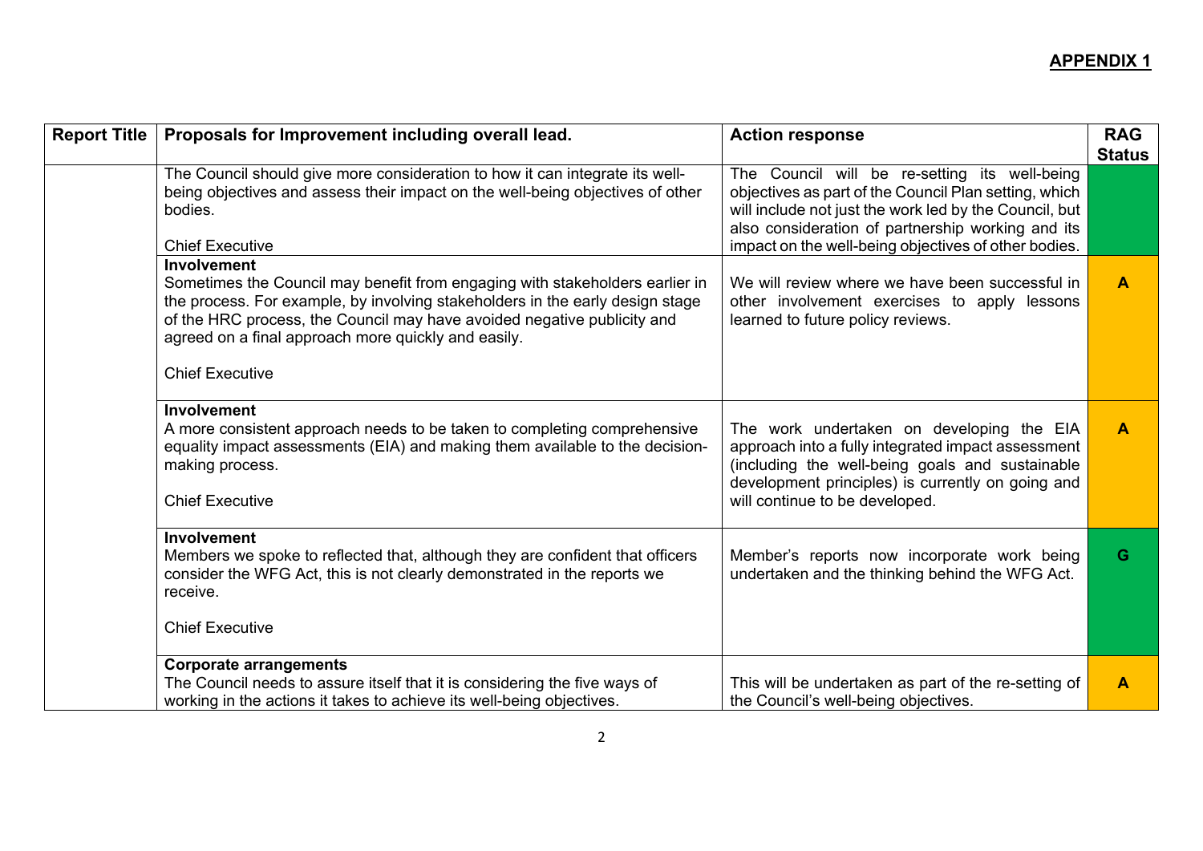## APPENDIX 1

| Report Title | Proposals for Improvement including overall lead. | Action response | RAG Status |
|---|---|---|---|
| | The Council should give more consideration to how it can integrate its well-being objectives and assess their impact on the well-being objectives of other bodies.<br><br>Chief Executive | The Council will be re-setting its well-being objectives as part of the Council Plan setting, which will include not just the work led by the Council, but also consideration of partnership working and its impact on the well-being objectives of other bodies. | |
| | **Involvement**<br>Sometimes the Council may benefit from engaging with stakeholders earlier in the process. For example, by involving stakeholders in the early design stage of the HRC process, the Council may have avoided negative publicity and agreed on a final approach more quickly and easily.<br><br>Chief Executive | We will review where we have been successful in other involvement exercises to apply lessons learned to future policy reviews. | A |
| | **Involvement**<br>A more consistent approach needs to be taken to completing comprehensive equality impact assessments (EIA) and making them available to the decision-making process.<br><br>Chief Executive | The work undertaken on developing the EIA approach into a fully integrated impact assessment (including the well-being goals and sustainable development principles) is currently on going and will continue to be developed. | A |
| | **Involvement**<br>Members we spoke to reflected that, although they are confident that officers consider the WFG Act, this is not clearly demonstrated in the reports we receive.<br><br>Chief Executive | Member's reports now incorporate work being undertaken and the thinking behind the WFG Act. | G |
| | **Corporate arrangements**<br>The Council needs to assure itself that it is considering the five ways of working in the actions it takes to achieve its well-being objectives. | This will be undertaken as part of the re-setting of the Council's well-being objectives. | A |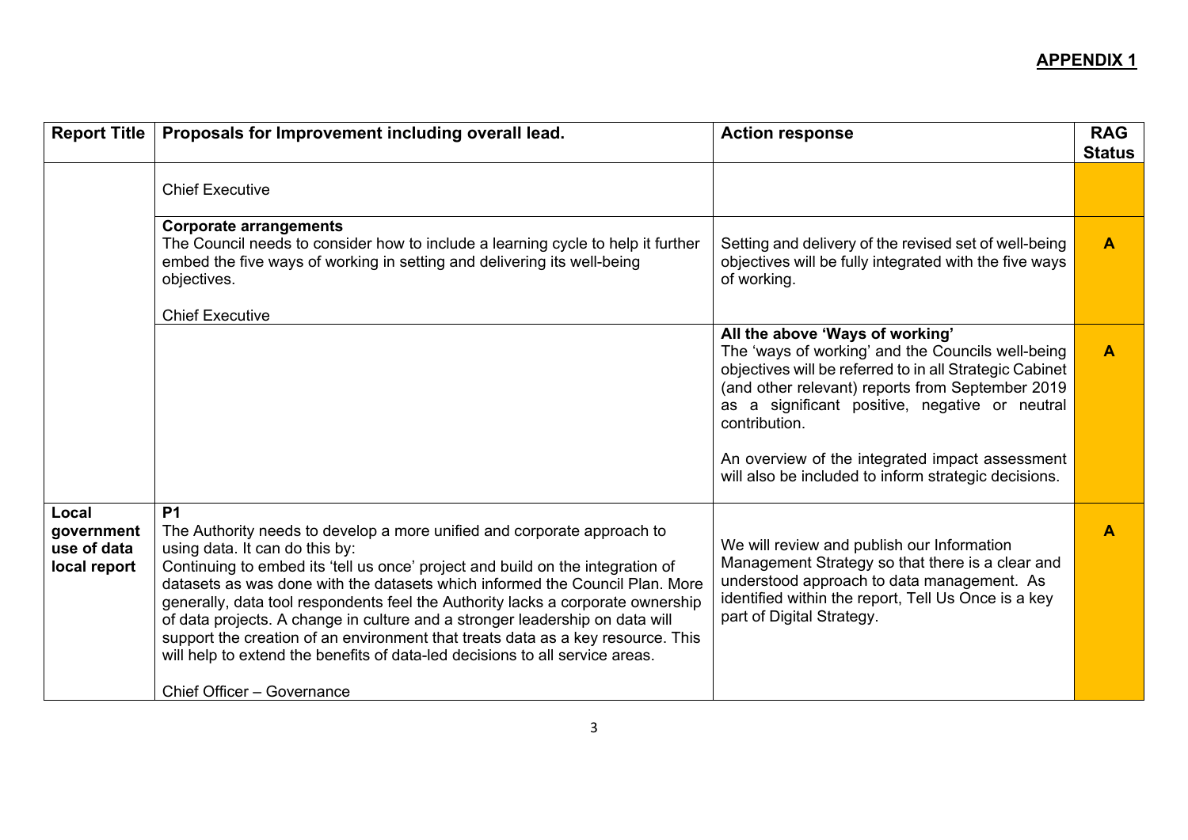**APPENDIX 1**

| Report Title | Proposals for Improvement including overall lead. | Action response | RAG Status |
|---|---|---|---|
| | Chief Executive | | |
| | **Corporate arrangements**<br>The Council needs to consider how to include a learning cycle to help it further embed the five ways of working in setting and delivering its well-being objectives.<br><br>Chief Executive | Setting and delivery of the revised set of well-being objectives will be fully integrated with the five ways of working. | **A** |
| | | **All the above 'Ways of working'**<br>The 'ways of working' and the Councils well-being objectives will be referred to in all Strategic Cabinet (and other relevant) reports from September 2019 as a significant positive, negative or neutral contribution.<br><br>An overview of the integrated impact assessment will also be included to inform strategic decisions. | **A** |
| **Local government use of data local report** | **P1**<br>The Authority needs to develop a more unified and corporate approach to using data. It can do this by:<br>Continuing to embed its 'tell us once' project and build on the integration of datasets as was done with the datasets which informed the Council Plan. More generally, data tool respondents feel the Authority lacks a corporate ownership of data projects. A change in culture and a stronger leadership on data will support the creation of an environment that treats data as a key resource. This will help to extend the benefits of data-led decisions to all service areas.<br><br>Chief Officer – Governance | We will review and publish our Information Management Strategy so that there is a clear and understood approach to data management. As identified within the report, Tell Us Once is a key part of Digital Strategy. | **A** |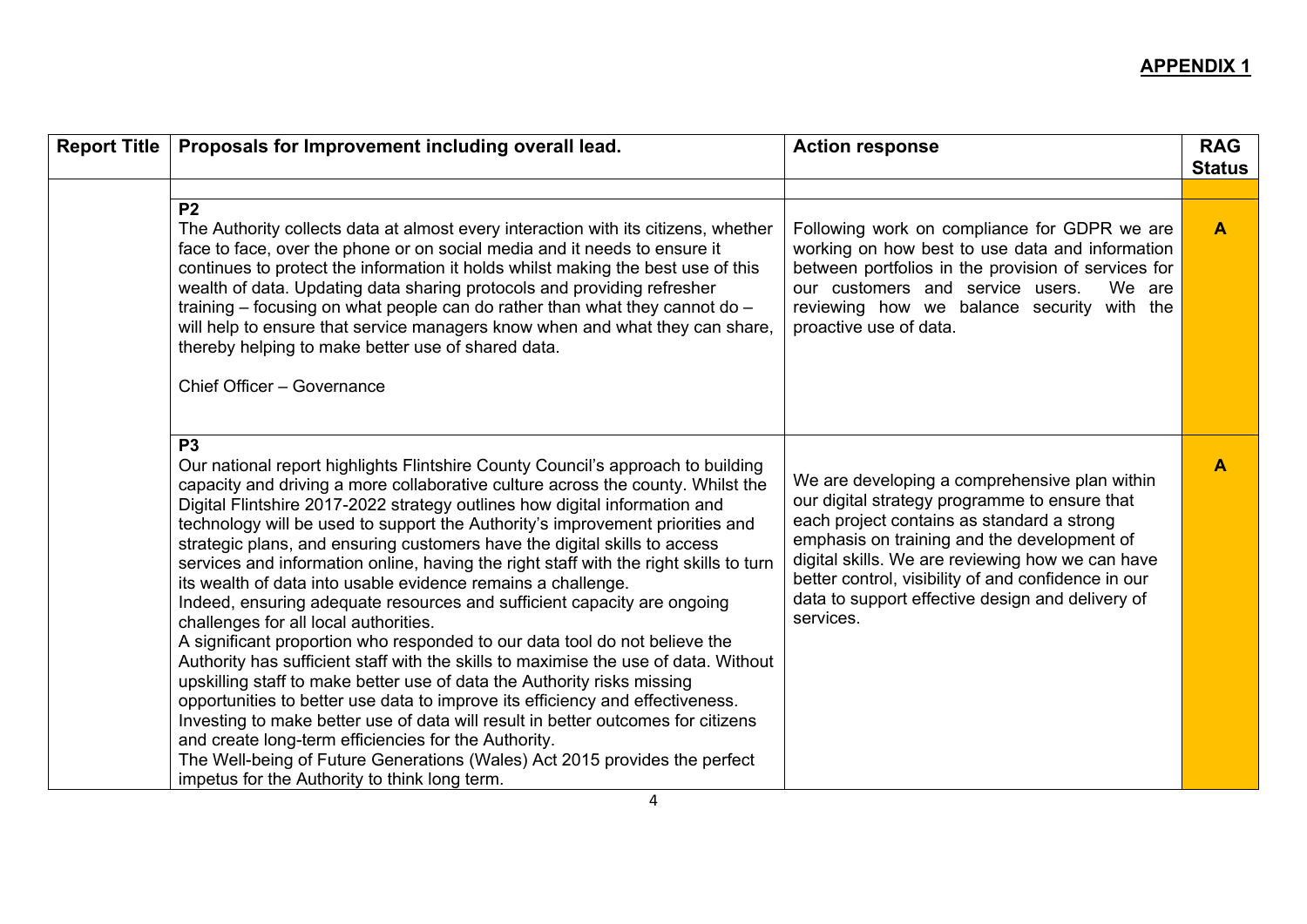**APPENDIX 1**

| Report Title | Proposals for Improvement including overall lead. | Action response | RAG Status |
|---|---|---|---|
| | | | |
| | **P2**<br>The Authority collects data at almost every interaction with its citizens, whether face to face, over the phone or on social media and it needs to ensure it continues to protect the information it holds whilst making the best use of this wealth of data. Updating data sharing protocols and providing refresher training – focusing on what people can do rather than what they cannot do – will help to ensure that service managers know when and what they can share, thereby helping to make better use of shared data.<br><br>Chief Officer – Governance | Following work on compliance for GDPR we are working on how best to use data and information between portfolios in the provision of services for our customers and service users. We are reviewing how we balance security with the proactive use of data. | **A** |
| | **P3**<br>Our national report highlights Flintshire County Council's approach to building capacity and driving a more collaborative culture across the county. Whilst the Digital Flintshire 2017-2022 strategy outlines how digital information and technology will be used to support the Authority's improvement priorities and strategic plans, and ensuring customers have the digital skills to access services and information online, having the right staff with the right skills to turn its wealth of data into usable evidence remains a challenge.<br>Indeed, ensuring adequate resources and sufficient capacity are ongoing challenges for all local authorities.<br>A significant proportion who responded to our data tool do not believe the Authority has sufficient staff with the skills to maximise the use of data. Without upskilling staff to make better use of data the Authority risks missing opportunities to better use data to improve its efficiency and effectiveness. Investing to make better use of data will result in better outcomes for citizens and create long-term efficiencies for the Authority.<br>The Well-being of Future Generations (Wales) Act 2015 provides the perfect impetus for the Authority to think long term. | We are developing a comprehensive plan within our digital strategy programme to ensure that each project contains as standard a strong emphasis on training and the development of digital skills. We are reviewing how we can have better control, visibility of and confidence in our data to support effective design and delivery of services. | **A** |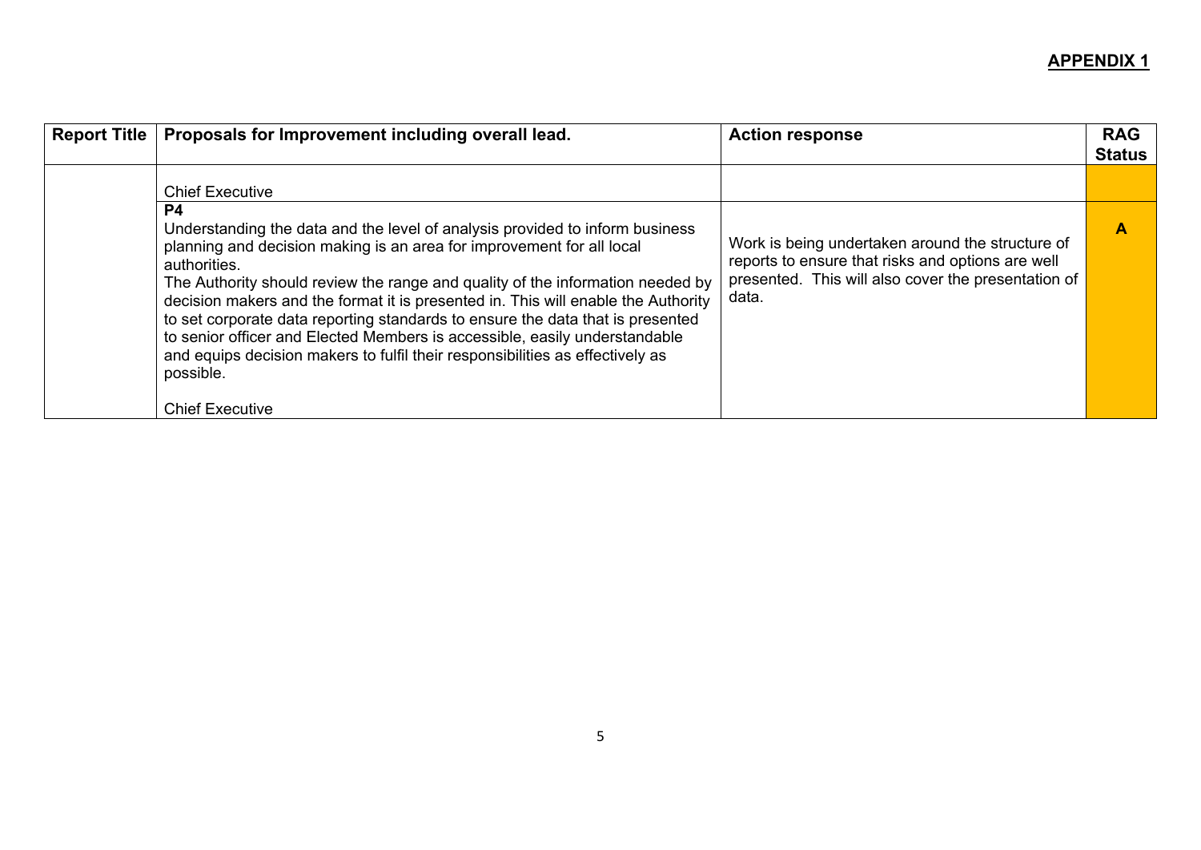**APPENDIX 1**

| Report Title | Proposals for Improvement including overall lead. | Action response | RAG Status |
|---|---|---|---|
| | Chief Executive | | |
| | **P4**<br>Understanding the data and the level of analysis provided to inform business planning and decision making is an area for improvement for all local authorities.<br>The Authority should review the range and quality of the information needed by decision makers and the format it is presented in. This will enable the Authority to set corporate data reporting standards to ensure the data that is presented to senior officer and Elected Members is accessible, easily understandable and equips decision makers to fulfil their responsibilities as effectively as possible.<br><br>Chief Executive | Work is being undertaken around the structure of reports to ensure that risks and options are well presented. This will also cover the presentation of data. | **A** |